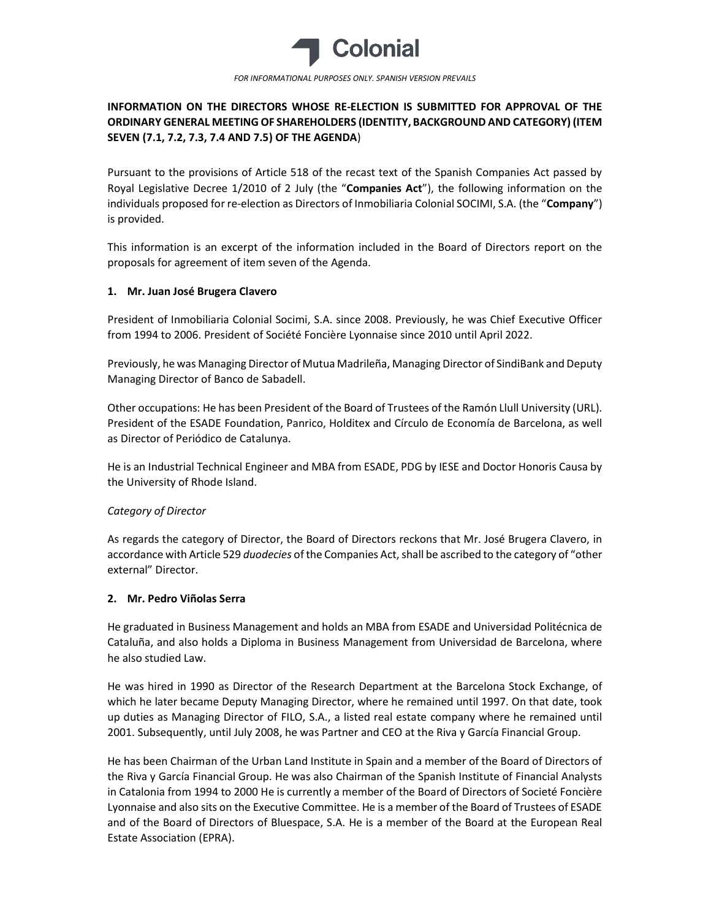FOR INFORMATIONAL PURPOSES ONLY. SPANISH VERSION PREVAILS

**INFORMATION ON THE DIRECTORS WHOSE RE-ELECTION IS SUBMITTED FOR APPROVAL OF THE ORDINARY GENERAL MEETING OF SHAREHOLDERS (IDENTITY, BACKGROUND AND CATEGORY) (ITEM SEVEN (7.1, 7.2, 7.3, 7.4 AND 7.5) OF THE AGENDA**)

Pursuant to the provisions of Article 518 of the recast text of the Spanish Companies Act passed by Royal Legislative Decree 1/2010 of 2 July (the "**Companies Act**"), the following information on the individuals proposed for re-election as Directors of Inmobiliaria Colonial SOCIMI, S.A. (the "**Company**") is provided.

This information is an excerpt of the information included in the Board of Directors report on the proposals for agreement of item seven of the Agenda.

**1. Mr. Juan José Brugera Clavero**

President of Inmobiliaria Colonial Socimi, S.A. since 2008. Previously, he was Chief Executive Officer from 1994 to 2006. President of Société Foncière Lyonnaise since 2010 until April 2022.

Previously, he was Managing Director of Mutua Madrileña, Managing Director of SindiBank and Deputy Managing Director of Banco de Sabadell.

Other occupations: He has been President of the Board of Trustees of the Ramón Llull University (URL). President of the ESADE Foundation, Panrico, Holditex and Círculo de Economía de Barcelona, as well as Director of Periódico de Catalunya.

He is an Industrial Technical Engineer and MBA from ESADE, PDG by IESE and Doctor Honoris Causa by the University of Rhode Island.

*Category of Director*

As regards the category of Director, the Board of Directors reckons that Mr. José Brugera Clavero, in accordance with Article 529 *duodecies* of the Companies Act, shall be ascribed to the category of "other external" Director.

**2. Mr. Pedro Viñolas Serra**

He graduated in Business Management and holds an MBA from ESADE and Universidad Politécnica de Cataluña, and also holds a Diploma in Business Management from Universidad de Barcelona, where he also studied Law.

He was hired in 1990 as Director of the Research Department at the Barcelona Stock Exchange, of which he later became Deputy Managing Director, where he remained until 1997. On that date, took up duties as Managing Director of FILO, S.A., a listed real estate company where he remained until 2001. Subsequently, until July 2008, he was Partner and CEO at the Riva y García Financial Group.

He has been Chairman of the Urban Land Institute in Spain and a member of the Board of Directors of the Riva y García Financial Group. He was also Chairman of the Spanish Institute of Financial Analysts in Catalonia from 1994 to 2000 He is currently a member of the Board of Directors of Societé Foncière Lyonnaise and also sits on the Executive Committee. He is a member of the Board of Trustees of ESADE and of the Board of Directors of Bluespace, S.A. He is a member of the Board at the European Real Estate Association (EPRA).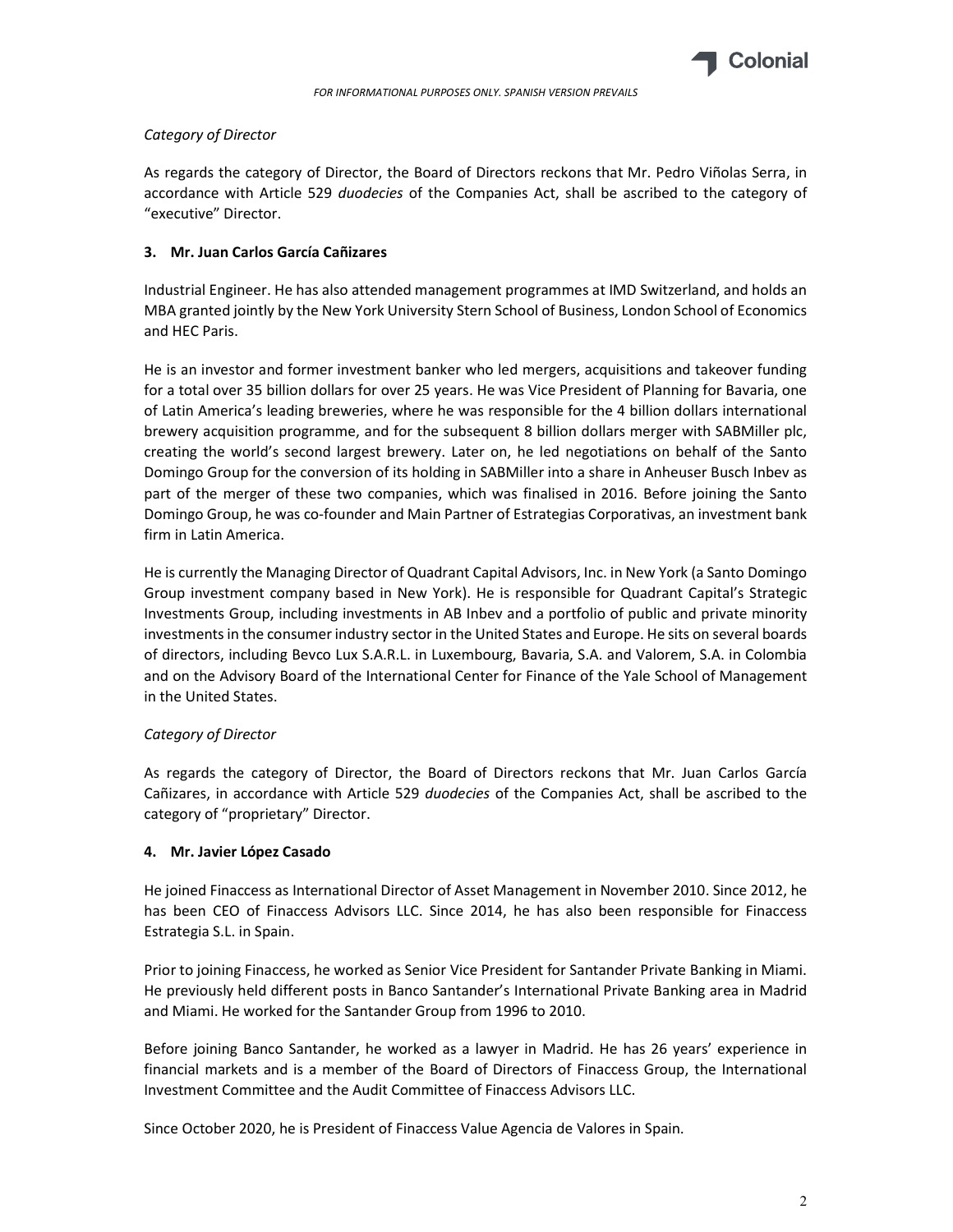*Category of Director*

As regards the category of Director, the Board of Directors reckons that Mr. Pedro Viñolas Serra, in accordance with Article 529 *duodecies* of the Companies Act, shall be ascribed to the category of "executive" Director.

### 3. Mr. Juan Carlos García Cañizares

Industrial Engineer. He has also attended management programmes at IMD Switzerland, and holds an MBA granted jointly by the New York University Stern School of Business, London School of Economics and HEC Paris.

He is an investor and former investment banker who led mergers, acquisitions and takeover funding for a total over 35 billion dollars for over 25 years. He was Vice President of Planning for Bavaria, one of Latin America's leading breweries, where he was responsible for the 4 billion dollars international brewery acquisition programme, and for the subsequent 8 billion dollars merger with SABMiller plc, creating the world's second largest brewery. Later on, he led negotiations on behalf of the Santo Domingo Group for the conversion of its holding in SABMiller into a share in Anheuser Busch Inbev as part of the merger of these two companies, which was finalised in 2016. Before joining the Santo Domingo Group, he was co-founder and Main Partner of Estrategias Corporativas, an investment bank firm in Latin America.

He is currently the Managing Director of Quadrant Capital Advisors, Inc. in New York (a Santo Domingo Group investment company based in New York). He is responsible for Quadrant Capital's Strategic Investments Group, including investments in AB Inbev and a portfolio of public and private minority investments in the consumer industry sector in the United States and Europe. He sits on several boards of directors, including Bevco Lux S.A.R.L. in Luxembourg, Bavaria, S.A. and Valorem, S.A. in Colombia and on the Advisory Board of the International Center for Finance of the Yale School of Management in the United States.

*Category of Director*

As regards the category of Director, the Board of Directors reckons that Mr. Juan Carlos García Cañizares, in accordance with Article 529 *duodecies* of the Companies Act, shall be ascribed to the category of "proprietary" Director.

### 4. Mr. Javier López Casado

He joined Finaccess as International Director of Asset Management in November 2010. Since 2012, he has been CEO of Finaccess Advisors LLC. Since 2014, he has also been responsible for Finaccess Estrategia S.L. in Spain.

Prior to joining Finaccess, he worked as Senior Vice President for Santander Private Banking in Miami. He previously held different posts in Banco Santander's International Private Banking area in Madrid and Miami. He worked for the Santander Group from 1996 to 2010.

Before joining Banco Santander, he worked as a lawyer in Madrid. He has 26 years' experience in financial markets and is a member of the Board of Directors of Finaccess Group, the International Investment Committee and the Audit Committee of Finaccess Advisors LLC.

Since October 2020, he is President of Finaccess Value Agencia de Valores in Spain.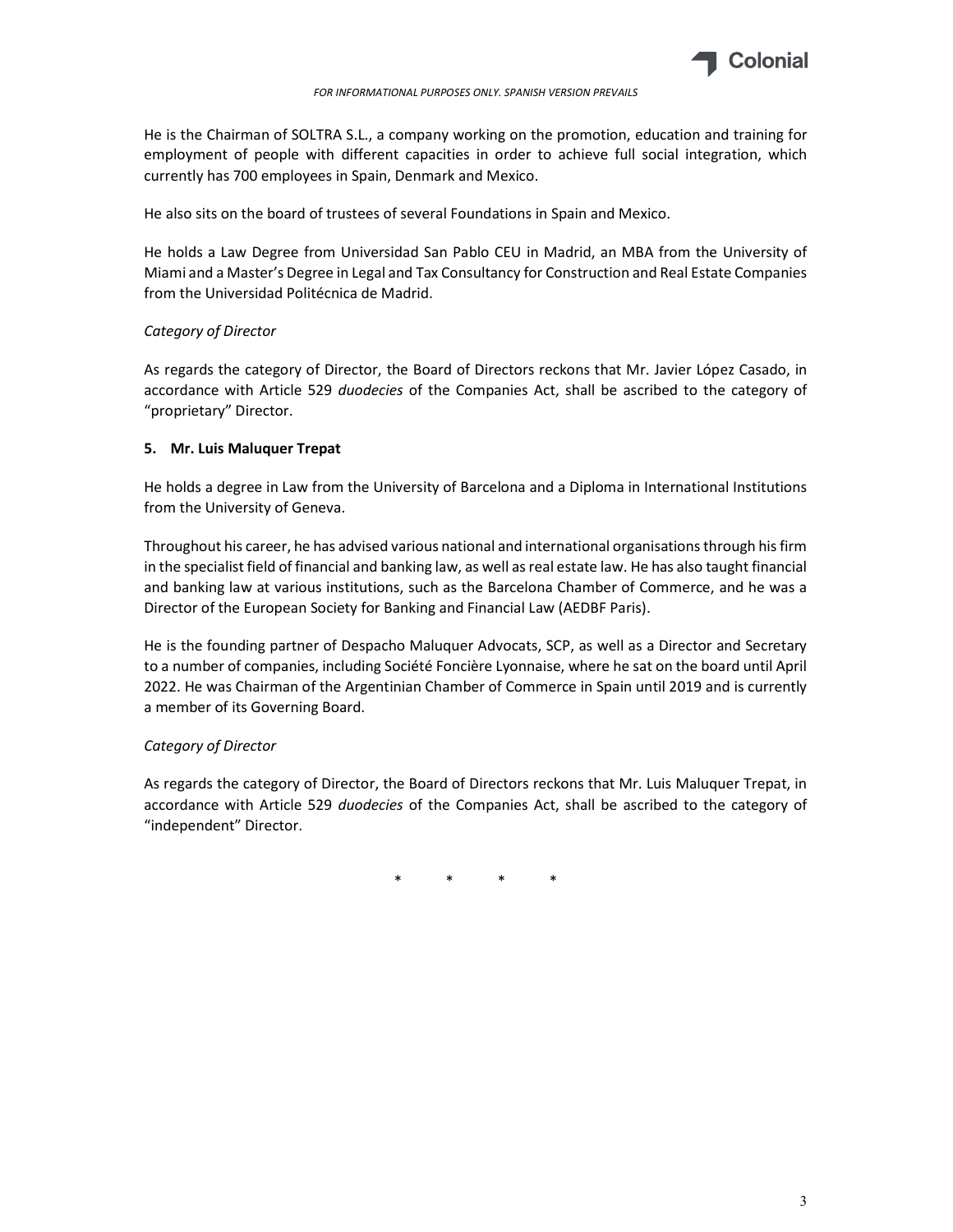He is the Chairman of SOLTRA S.L., a company working on the promotion, education and training for employment of people with different capacities in order to achieve full social integration, which currently has 700 employees in Spain, Denmark and Mexico.

He also sits on the board of trustees of several Foundations in Spain and Mexico.

He holds a Law Degree from Universidad San Pablo CEU in Madrid, an MBA from the University of Miami and a Master's Degree in Legal and Tax Consultancy for Construction and Real Estate Companies from the Universidad Politécnica de Madrid.

*Category of Director*

As regards the category of Director, the Board of Directors reckons that Mr. Javier López Casado, in accordance with Article 529 *duodecies* of the Companies Act, shall be ascribed to the category of "proprietary" Director.

**5. Mr. Luis Maluquer Trepat**

He holds a degree in Law from the University of Barcelona and a Diploma in International Institutions from the University of Geneva.

Throughout his career, he has advised various national and international organisations through his firm in the specialist field of financial and banking law, as well as real estate law. He has also taught financial and banking law at various institutions, such as the Barcelona Chamber of Commerce, and he was a Director of the European Society for Banking and Financial Law (AEDBF Paris).

He is the founding partner of Despacho Maluquer Advocats, SCP, as well as a Director and Secretary to a number of companies, including Société Foncière Lyonnaise, where he sat on the board until April 2022. He was Chairman of the Argentinian Chamber of Commerce in Spain until 2019 and is currently a member of its Governing Board.

*Category of Director*

As regards the category of Director, the Board of Directors reckons that Mr. Luis Maluquer Trepat, in accordance with Article 529 *duodecies* of the Companies Act, shall be ascribed to the category of "independent" Director.

\* \* \* \*